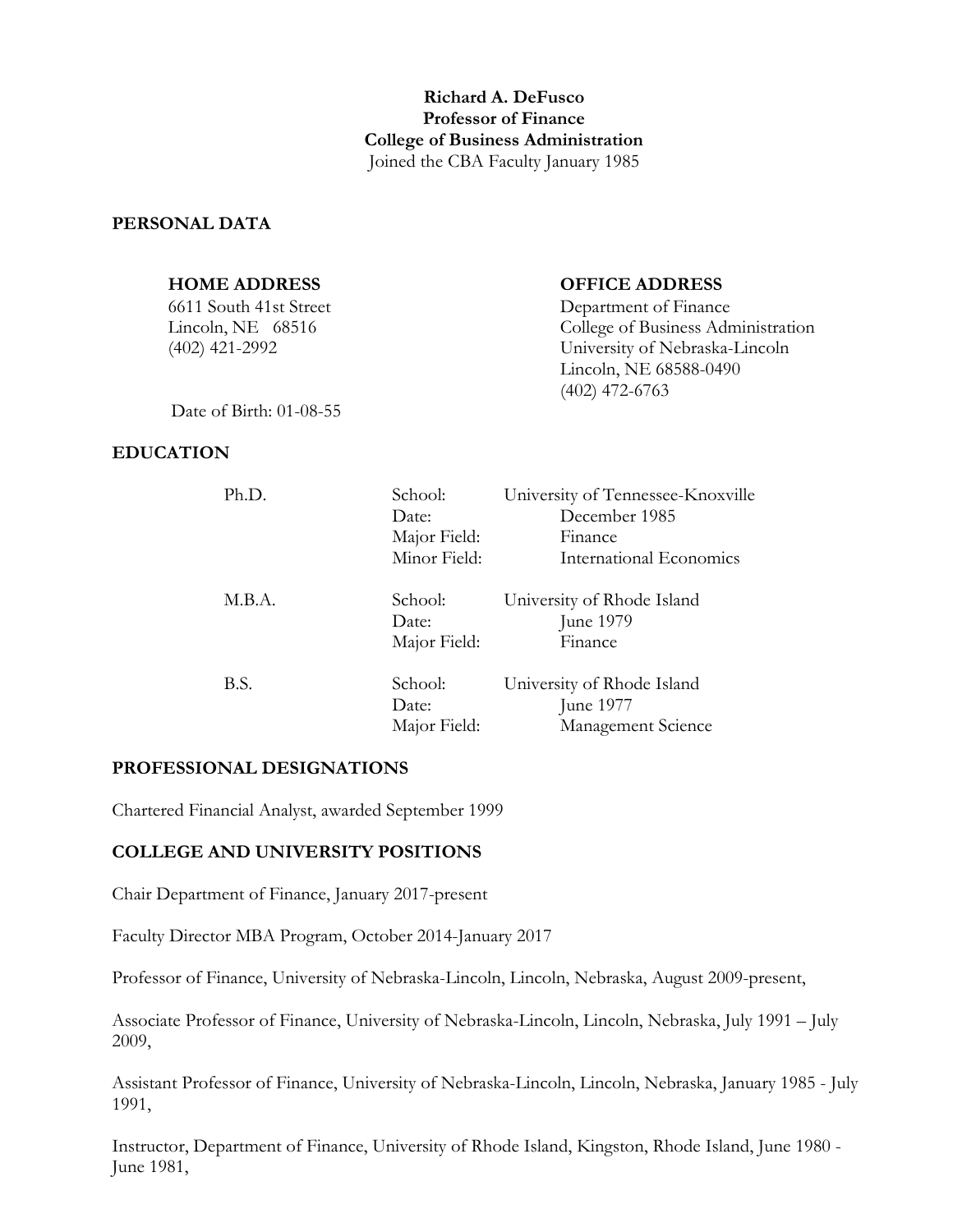**Richard A. DeFusco**
**Professor of Finance**
**College of Business Administration**
Joined the CBA Faculty January 1985

## PERSONAL DATA

**HOME ADDRESS**
6611 South 41st Street
Lincoln, NE 68516
(402) 421-2992

**OFFICE ADDRESS**
Department of Finance
College of Business Administration
University of Nebraska-Lincoln
Lincoln, NE 68588-0490
(402) 472-6763

Date of Birth: 01-08-55

## EDUCATION

| | | |
|---|---|---|
| Ph.D. | School: | University of Tennessee-Knoxville |
| | Date: | December 1985 |
| | Major Field: | Finance |
| | Minor Field: | International Economics |
| M.B.A. | School: | University of Rhode Island |
| | Date: | June 1979 |
| | Major Field: | Finance |
| B.S. | School: | University of Rhode Island |
| | Date: | June 1977 |
| | Major Field: | Management Science |

## PROFESSIONAL DESIGNATIONS

Chartered Financial Analyst, awarded September 1999

## COLLEGE AND UNIVERSITY POSITIONS

Chair Department of Finance, January 2017-present

Faculty Director MBA Program, October 2014-January 2017

Professor of Finance, University of Nebraska-Lincoln, Lincoln, Nebraska, August 2009-present,

Associate Professor of Finance, University of Nebraska-Lincoln, Lincoln, Nebraska, July 1991 – July 2009,

Assistant Professor of Finance, University of Nebraska-Lincoln, Lincoln, Nebraska, January 1985 - July 1991,

Instructor, Department of Finance, University of Rhode Island, Kingston, Rhode Island, June 1980 - June 1981,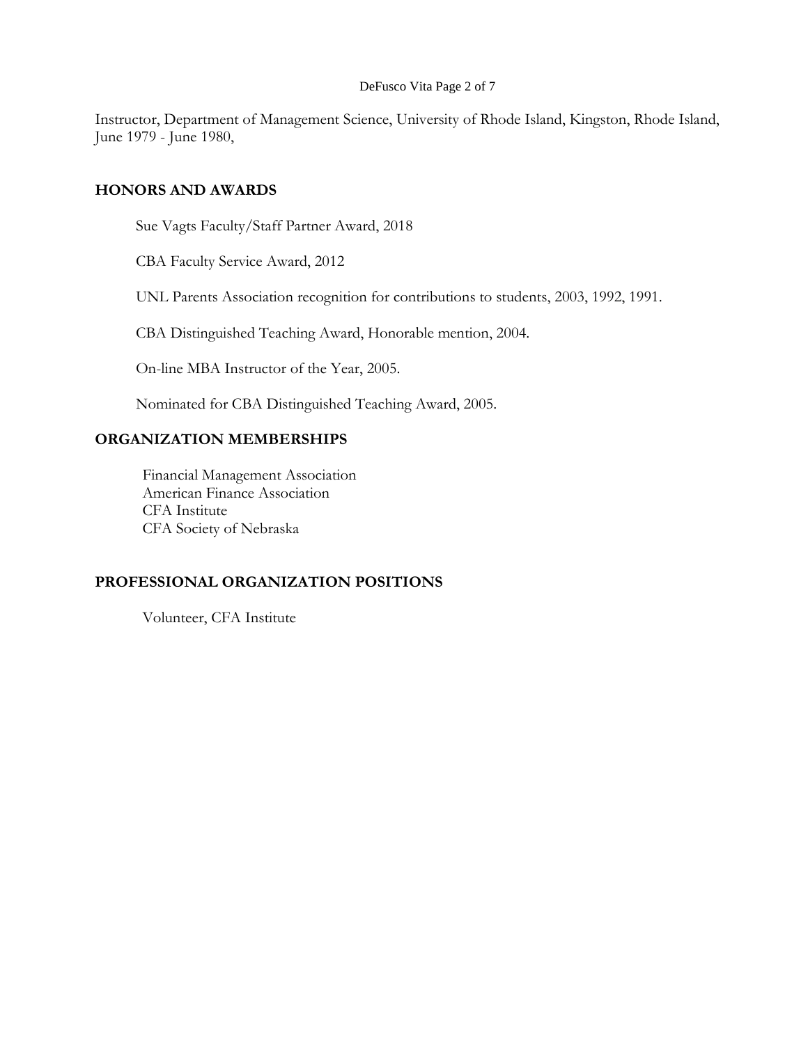Instructor, Department of Management Science, University of Rhode Island, Kingston, Rhode Island, June 1979 - June 1980,

## HONORS AND AWARDS

Sue Vagts Faculty/Staff Partner Award, 2018

CBA Faculty Service Award, 2012

UNL Parents Association recognition for contributions to students, 2003, 1992, 1991.

CBA Distinguished Teaching Award, Honorable mention, 2004.

On-line MBA Instructor of the Year, 2005.

Nominated for CBA Distinguished Teaching Award, 2005.

## ORGANIZATION MEMBERSHIPS

Financial Management Association
American Finance Association
CFA Institute
CFA Society of Nebraska

## PROFESSIONAL ORGANIZATION POSITIONS

Volunteer, CFA Institute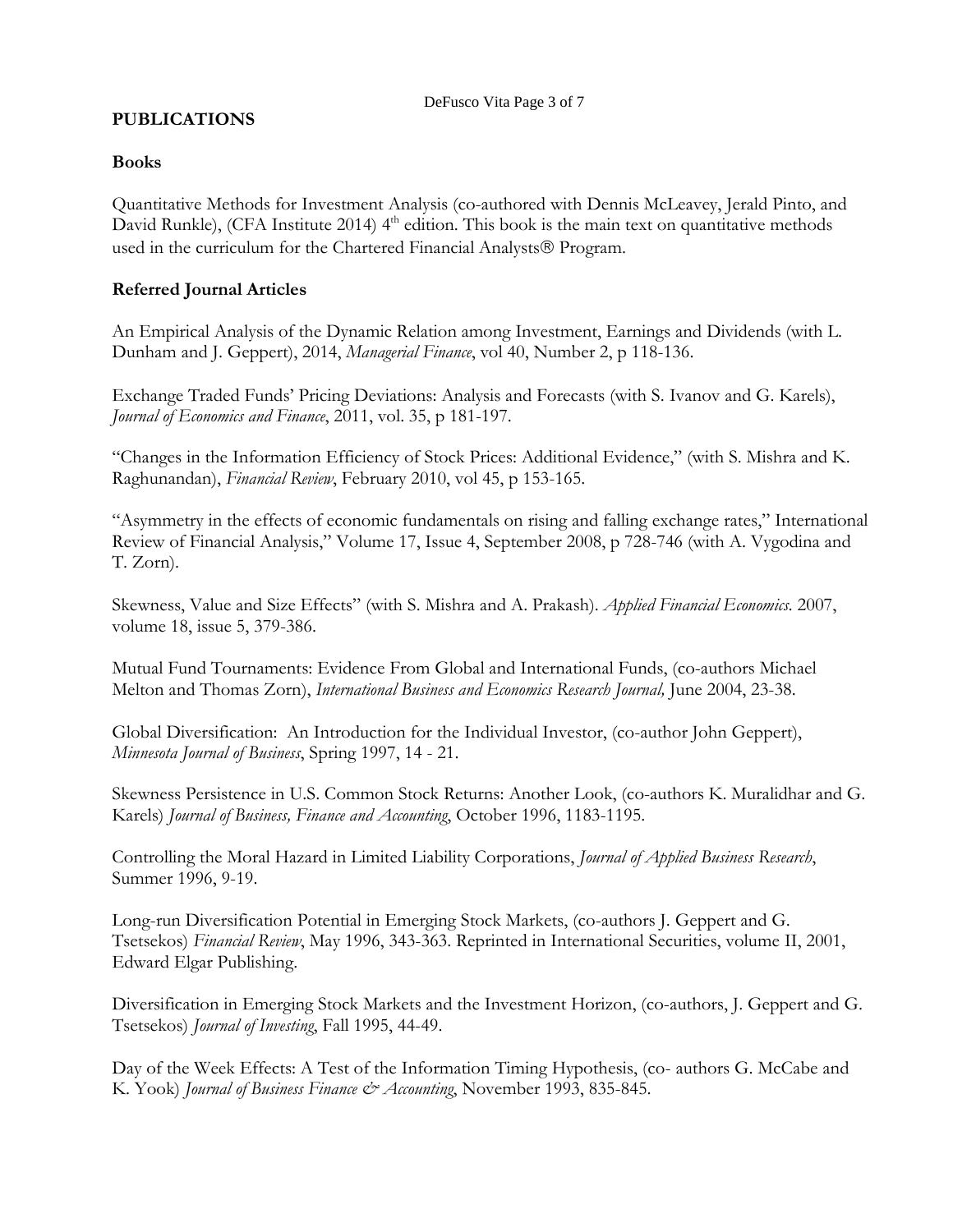## PUBLICATIONS

### Books

Quantitative Methods for Investment Analysis (co-authored with Dennis McLeavey, Jerald Pinto, and David Runkle), (CFA Institute 2014) 4th edition. This book is the main text on quantitative methods used in the curriculum for the Chartered Financial Analysts® Program.

### Referred Journal Articles

An Empirical Analysis of the Dynamic Relation among Investment, Earnings and Dividends (with L. Dunham and J. Geppert), 2014, *Managerial Finance*, vol 40, Number 2, p 118-136.

Exchange Traded Funds' Pricing Deviations: Analysis and Forecasts (with S. Ivanov and G. Karels), *Journal of Economics and Finance*, 2011, vol. 35, p 181-197.

"Changes in the Information Efficiency of Stock Prices: Additional Evidence," (with S. Mishra and K. Raghunandan), *Financial Review*, February 2010, vol 45, p 153-165.

"Asymmetry in the effects of economic fundamentals on rising and falling exchange rates," International Review of Financial Analysis," Volume 17, Issue 4, September 2008, p 728-746 (with A. Vygodina and T. Zorn).

Skewness, Value and Size Effects" (with S. Mishra and A. Prakash). *Applied Financial Economics*. 2007, volume 18, issue 5, 379-386.

Mutual Fund Tournaments: Evidence From Global and International Funds, (co-authors Michael Melton and Thomas Zorn), *International Business and Economics Research Journal,* June 2004, 23-38.

Global Diversification: An Introduction for the Individual Investor, (co-author John Geppert), *Minnesota Journal of Business*, Spring 1997, 14 - 21.

Skewness Persistence in U.S. Common Stock Returns: Another Look, (co-authors K. Muralidhar and G. Karels) *Journal of Business, Finance and Accounting*, October 1996, 1183-1195.

Controlling the Moral Hazard in Limited Liability Corporations, *Journal of Applied Business Research*, Summer 1996, 9-19.

Long-run Diversification Potential in Emerging Stock Markets, (co-authors J. Geppert and G. Tsetsekos) *Financial Review*, May 1996, 343-363. Reprinted in International Securities, volume II, 2001, Edward Elgar Publishing.

Diversification in Emerging Stock Markets and the Investment Horizon, (co-authors, J. Geppert and G. Tsetsekos) *Journal of Investing*, Fall 1995, 44-49.

Day of the Week Effects: A Test of the Information Timing Hypothesis, (co- authors G. McCabe and K. Yook) *Journal of Business Finance & Accounting*, November 1993, 835-845.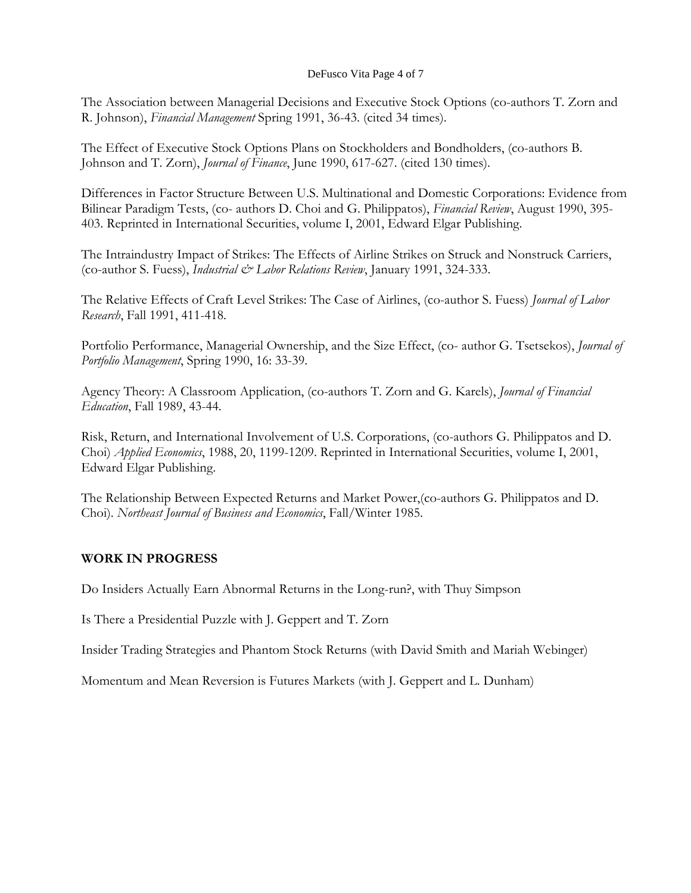The Association between Managerial Decisions and Executive Stock Options (co-authors T. Zorn and R. Johnson), *Financial Management* Spring 1991, 36-43. (cited 34 times).

The Effect of Executive Stock Options Plans on Stockholders and Bondholders, (co-authors B. Johnson and T. Zorn), *Journal of Finance*, June 1990, 617-627. (cited 130 times).

Differences in Factor Structure Between U.S. Multinational and Domestic Corporations: Evidence from Bilinear Paradigm Tests, (co- authors D. Choi and G. Philippatos), *Financial Review*, August 1990, 395-403. Reprinted in International Securities, volume I, 2001, Edward Elgar Publishing.

The Intraindustry Impact of Strikes: The Effects of Airline Strikes on Struck and Nonstruck Carriers, (co-author S. Fuess), *Industrial & Labor Relations Review*, January 1991, 324-333.

The Relative Effects of Craft Level Strikes: The Case of Airlines, (co-author S. Fuess) *Journal of Labor Research*, Fall 1991, 411-418.

Portfolio Performance, Managerial Ownership, and the Size Effect, (co- author G. Tsetsekos), *Journal of Portfolio Management*, Spring 1990, 16: 33-39.

Agency Theory: A Classroom Application, (co-authors T. Zorn and G. Karels), *Journal of Financial Education*, Fall 1989, 43-44.

Risk, Return, and International Involvement of U.S. Corporations, (co-authors G. Philippatos and D. Choi) *Applied Economics*, 1988, 20, 1199-1209. Reprinted in International Securities, volume I, 2001, Edward Elgar Publishing.

The Relationship Between Expected Returns and Market Power,(co-authors G. Philippatos and D. Choi). *Northeast Journal of Business and Economics*, Fall/Winter 1985.

## WORK IN PROGRESS

Do Insiders Actually Earn Abnormal Returns in the Long-run?, with Thuy Simpson

Is There a Presidential Puzzle with J. Geppert and T. Zorn

Insider Trading Strategies and Phantom Stock Returns (with David Smith and Mariah Webinger)

Momentum and Mean Reversion is Futures Markets (with J. Geppert and L. Dunham)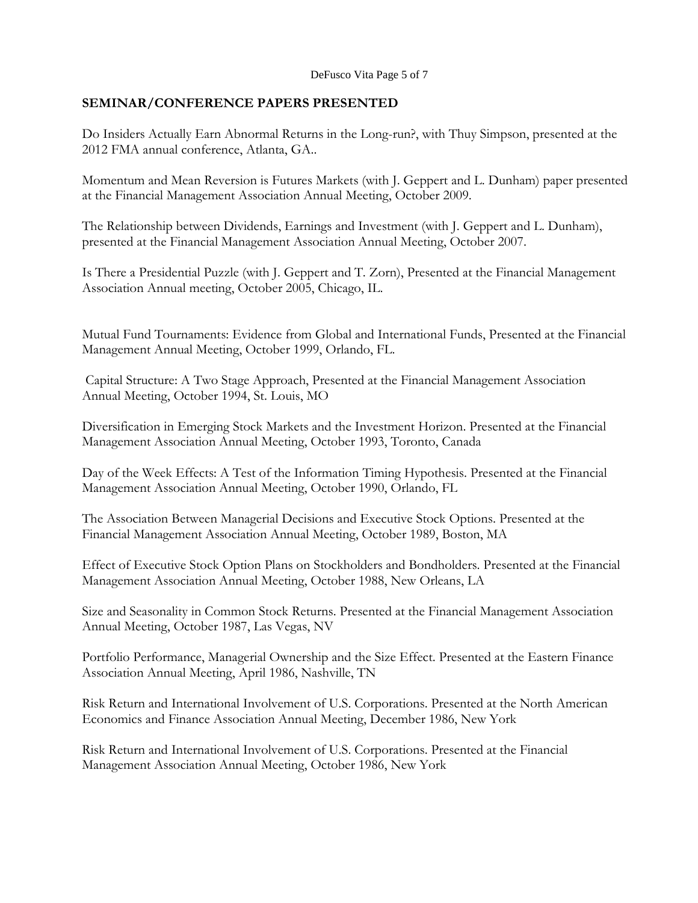## SEMINAR/CONFERENCE PAPERS PRESENTED

Do Insiders Actually Earn Abnormal Returns in the Long-run?, with Thuy Simpson, presented at the 2012 FMA annual conference, Atlanta, GA..

Momentum and Mean Reversion is Futures Markets (with J. Geppert and L. Dunham) paper presented at the Financial Management Association Annual Meeting, October 2009.

The Relationship between Dividends, Earnings and Investment (with J. Geppert and L. Dunham), presented at the Financial Management Association Annual Meeting, October 2007.

Is There a Presidential Puzzle (with J. Geppert and T. Zorn), Presented at the Financial Management Association Annual meeting, October 2005, Chicago, IL.

Mutual Fund Tournaments: Evidence from Global and International Funds, Presented at the Financial Management Annual Meeting, October 1999, Orlando, FL.

Capital Structure: A Two Stage Approach, Presented at the Financial Management Association Annual Meeting, October 1994, St. Louis, MO

Diversification in Emerging Stock Markets and the Investment Horizon. Presented at the Financial Management Association Annual Meeting, October 1993, Toronto, Canada

Day of the Week Effects: A Test of the Information Timing Hypothesis. Presented at the Financial Management Association Annual Meeting, October 1990, Orlando, FL

The Association Between Managerial Decisions and Executive Stock Options. Presented at the Financial Management Association Annual Meeting, October 1989, Boston, MA

Effect of Executive Stock Option Plans on Stockholders and Bondholders. Presented at the Financial Management Association Annual Meeting, October 1988, New Orleans, LA

Size and Seasonality in Common Stock Returns. Presented at the Financial Management Association Annual Meeting, October 1987, Las Vegas, NV

Portfolio Performance, Managerial Ownership and the Size Effect. Presented at the Eastern Finance Association Annual Meeting, April 1986, Nashville, TN

Risk Return and International Involvement of U.S. Corporations. Presented at the North American Economics and Finance Association Annual Meeting, December 1986, New York

Risk Return and International Involvement of U.S. Corporations. Presented at the Financial Management Association Annual Meeting, October 1986, New York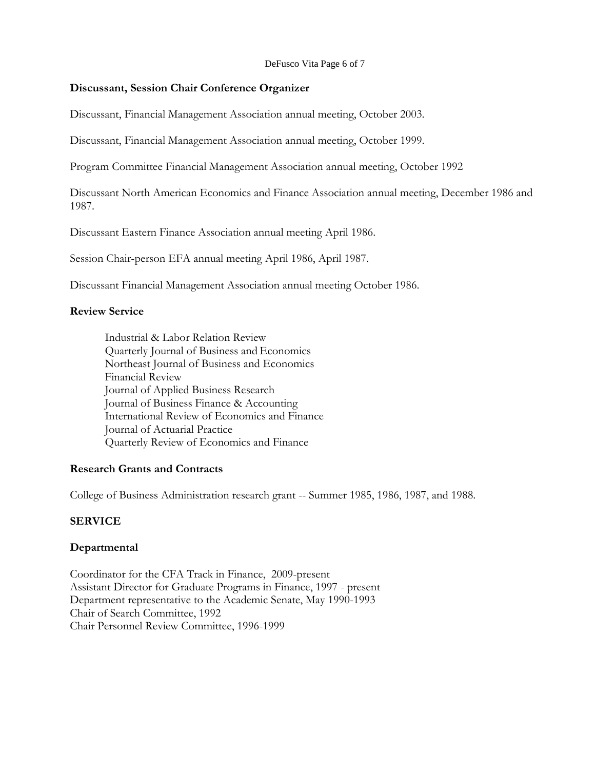### Discussant, Session Chair Conference Organizer

Discussant, Financial Management Association annual meeting, October 2003.

Discussant, Financial Management Association annual meeting, October 1999.

Program Committee Financial Management Association annual meeting, October 1992

Discussant North American Economics and Finance Association annual meeting, December 1986 and 1987.

Discussant Eastern Finance Association annual meeting April 1986.

Session Chair-person EFA annual meeting April 1986, April 1987.

Discussant Financial Management Association annual meeting October 1986.

### Review Service

Industrial & Labor Relation Review
Quarterly Journal of Business and Economics
Northeast Journal of Business and Economics
Financial Review
Journal of Applied Business Research
Journal of Business Finance & Accounting
International Review of Economics and Finance
Journal of Actuarial Practice
Quarterly Review of Economics and Finance

### Research Grants and Contracts

College of Business Administration research grant -- Summer 1985, 1986, 1987, and 1988.

## SERVICE

### Departmental

Coordinator for the CFA Track in Finance, 2009-present
Assistant Director for Graduate Programs in Finance, 1997 - present
Department representative to the Academic Senate, May 1990-1993
Chair of Search Committee, 1992
Chair Personnel Review Committee, 1996-1999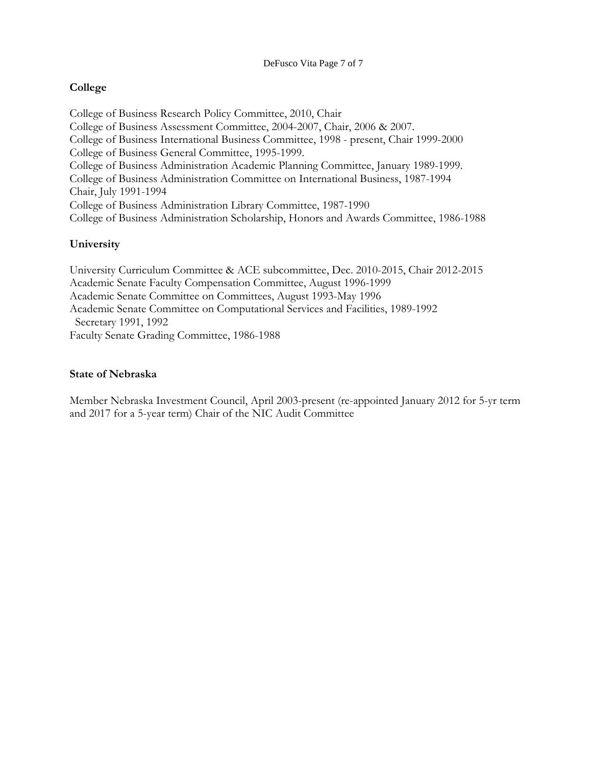### College

College of Business Research Policy Committee, 2010, Chair
College of Business Assessment Committee, 2004-2007, Chair, 2006 & 2007.
College of Business International Business Committee, 1998 - present, Chair 1999-2000
College of Business General Committee, 1995-1999.
College of Business Administration Academic Planning Committee, January 1989-1999.
College of Business Administration Committee on International Business, 1987-1994
Chair, July 1991-1994
College of Business Administration Library Committee, 1987-1990
College of Business Administration Scholarship, Honors and Awards Committee, 1986-1988

### University

University Curriculum Committee & ACE subcommittee, Dec. 2010-2015, Chair 2012-2015
Academic Senate Faculty Compensation Committee, August 1996-1999
Academic Senate Committee on Committees, August 1993-May 1996
Academic Senate Committee on Computational Services and Facilities, 1989-1992
Secretary 1991, 1992
Faculty Senate Grading Committee, 1986-1988

### State of Nebraska

Member Nebraska Investment Council, April 2003-present (re-appointed January 2012 for 5-yr term and 2017 for a 5-year term) Chair of the NIC Audit Committee